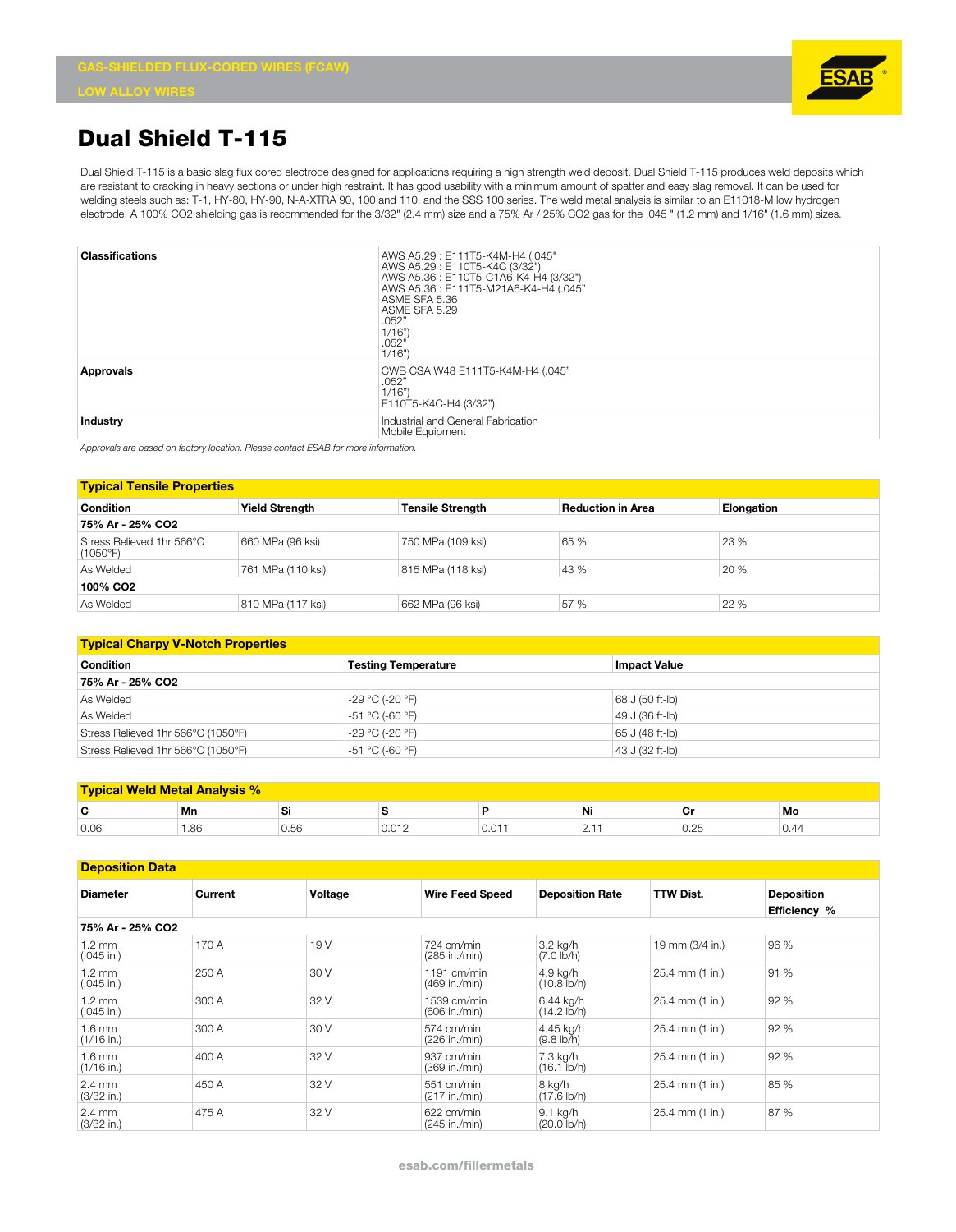GAS-SHIELDED FLUX-CORED WIRES (FCAW)

LOW ALLOY WIRES

# Dual Shield T-115

Dual Shield T-115 is a basic slag flux cored electrode designed for applications requiring a high strength weld deposit. Dual Shield T-115 produces weld deposits which are resistant to cracking in heavy sections or under high restraint. It has good usability with a minimum amount of spatter and easy slag removal. It can be used for welding steels such as: T-1, HY-80, HY-90, N-A-XTRA 90, 100 and 110, and the SSS 100 series. The weld metal analysis is similar to an E11018-M low hydrogen electrode. A 100% $CO_2$ shielding gas is recommended for the 3/32" (2.4 mm) size and a 75% Ar / 25% $CO_2$ gas for the .045 " (1.2 mm) and 1/16" (1.6 mm) sizes.

| | |
|---|---|
| **Classifications** | AWS A5.29 : E111T5-K4M-H4 (.045"<br>AWS A5.29 : E110T5-K4C (3/32")<br>AWS A5.36 : E110T5-C1A6-K4-H4 (3/32")<br>AWS A5.36 : E111T5-M21A6-K4-H4 (.045"<br>ASME SFA 5.36<br>ASME SFA 5.29<br>.052"<br>1/16")<br>.052"<br>1/16") |
| **Approvals** | CWB CSA W48 E111T5-K4M-H4 (.045"<br>.052"<br>1/16")<br>E110T5-K4C-H4 (3/32") |
| **Industry** | Industrial and General Fabrication<br>Mobile Equipment |

*Approvals are based on factory location. Please contact ESAB for more information.*

## Typical Tensile Properties

| Condition | Yield Strength | Tensile Strength | Reduction in Area | Elongation |
|---|---|---|---|---|
| **75% Ar - 25% CO2** | | | | |
| Stress Relieved 1hr 566°C (1050°F) | 660 MPa (96 ksi) | 750 MPa (109 ksi) | 65 % | 23 % |
| As Welded | 761 MPa (110 ksi) | 815 MPa (118 ksi) | 43 % | 20 % |
| **100% CO2** | | | | |
| As Welded | 810 MPa (117 ksi) | 662 MPa (96 ksi) | 57 % | 22 % |

## Typical Charpy V-Notch Properties

| Condition | Testing Temperature | Impact Value |
|---|---|---|
| **75% Ar - 25% CO2** | | |
| As Welded | -29 °C (-20 °F) | 68 J (50 ft-lb) |
| As Welded | -51 °C (-60 °F) | 49 J (36 ft-lb) |
| Stress Relieved 1hr 566°C (1050°F) | -29 °C (-20 °F) | 65 J (48 ft-lb) |
| Stress Relieved 1hr 566°C (1050°F) | -51 °C (-60 °F) | 43 J (32 ft-lb) |

## Typical Weld Metal Analysis %

| C | Mn | Si | S | P | Ni | Cr | Mo |
|---|---|---|---|---|---|---|---|
| 0.06 | 1.86 | 0.56 | 0.012 | 0.011 | 2.11 | 0.25 | 0.44 |

## Deposition Data

| Diameter | Current | Voltage | Wire Feed Speed | Deposition Rate | TTW Dist. | Deposition Efficiency % |
|---|---|---|---|---|---|---|
| **75% Ar - 25% CO2** | | | | | | |
| 1.2 mm (.045 in.) | 170 A | 19 V | 724 cm/min (285 in./min) | 3.2 kg/h (7.0 lb/h) | 19 mm (3/4 in.) | 96 % |
| 1.2 mm (.045 in.) | 250 A | 30 V | 1191 cm/min (469 in./min) | 4.9 kg/h (10.8 lb/h) | 25.4 mm (1 in.) | 91 % |
| 1.2 mm (.045 in.) | 300 A | 32 V | 1539 cm/min (606 in./min) | 6.44 kg/h (14.2 lb/h) | 25.4 mm (1 in.) | 92 % |
| 1.6 mm (1/16 in.) | 300 A | 30 V | 574 cm/min (226 in./min) | 4.45 kg/h (9.8 lb/h) | 25.4 mm (1 in.) | 92 % |
| 1.6 mm (1/16 in.) | 400 A | 32 V | 937 cm/min (369 in./min) | 7.3 kg/h (16.1 lb/h) | 25.4 mm (1 in.) | 92 % |
| 2.4 mm (3/32 in.) | 450 A | 32 V | 551 cm/min (217 in./min) | 8 kg/h (17.6 lb/h) | 25.4 mm (1 in.) | 85 % |
| 2.4 mm (3/32 in.) | 475 A | 32 V | 622 cm/min (245 in./min) | 9.1 kg/h (20.0 lb/h) | 25.4 mm (1 in.) | 87 % |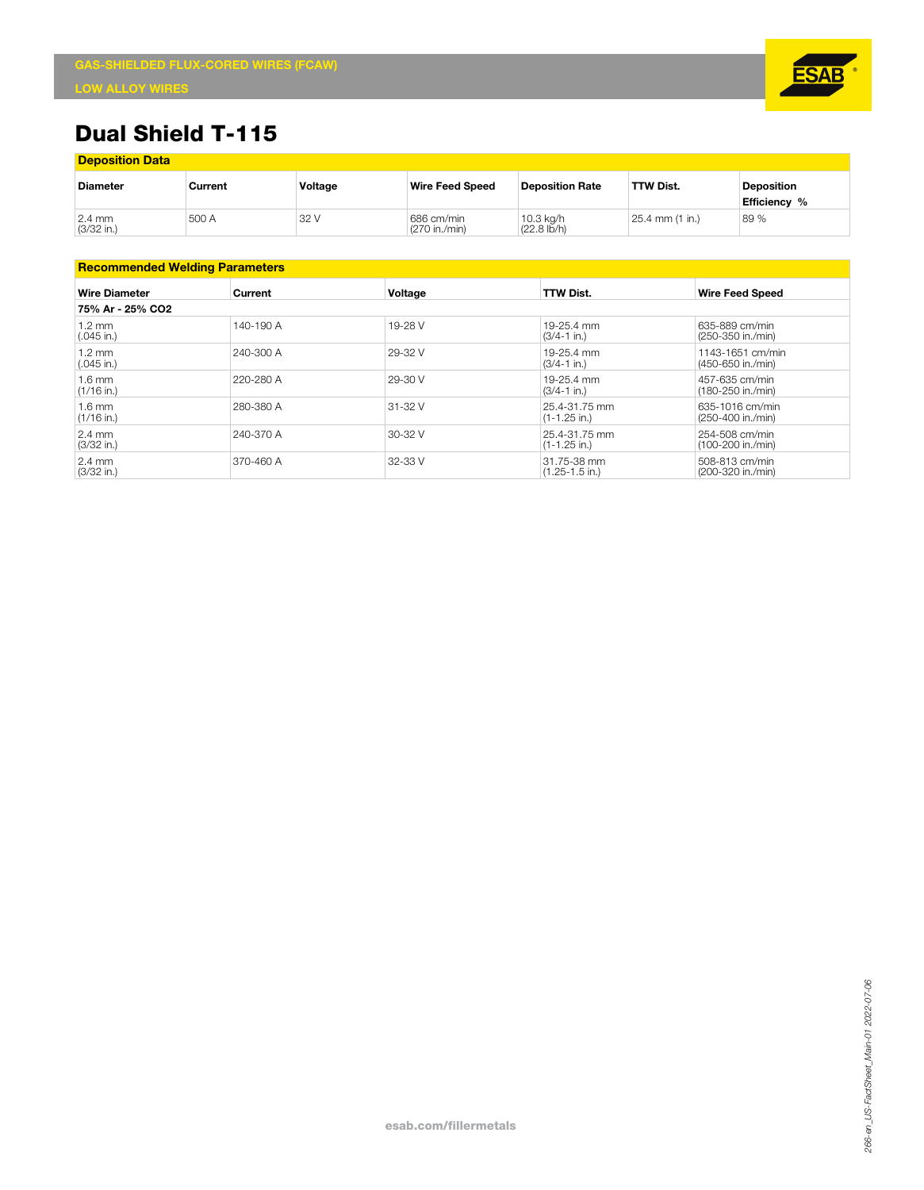# Dual Shield T-115

| Deposition Data | | | | | | |
|---|---|---|---|---|---|---|
| **Diameter** | **Current** | **Voltage** | **Wire Feed Speed** | **Deposition Rate** | **TTW Dist.** | **Deposition Efficiency %** |
| 2.4 mm (3/32 in.) | 500 A | 32 V | 686 cm/min (270 in./min) | 10.3 kg/h (22.8 lb/h) | 25.4 mm (1 in.) | 89 % |

| Recommended Welding Parameters | | | | |
|---|---|---|---|---|
| **Wire Diameter** | **Current** | **Voltage** | **TTW Dist.** | **Wire Feed Speed** |
| **75% Ar - 25% CO2** | | | | |
| 1.2 mm (.045 in.) | 140-190 A | 19-28 V | 19-25.4 mm (3/4-1 in.) | 635-889 cm/min (250-350 in./min) |
| 1.2 mm (.045 in.) | 240-300 A | 29-32 V | 19-25.4 mm (3/4-1 in.) | 1143-1651 cm/min (450-650 in./min) |
| 1.6 mm (1/16 in.) | 220-280 A | 29-30 V | 19-25.4 mm (3/4-1 in.) | 457-635 cm/min (180-250 in./min) |
| 1.6 mm (1/16 in.) | 280-380 A | 31-32 V | 25.4-31.75 mm (1-1.25 in.) | 635-1016 cm/min (250-400 in./min) |
| 2.4 mm (3/32 in.) | 240-370 A | 30-32 V | 25.4-31.75 mm (1-1.25 in.) | 254-508 cm/min (100-200 in./min) |
| 2.4 mm (3/32 in.) | 370-460 A | 32-33 V | 31.75-38 mm (1.25-1.5 in.) | 508-813 cm/min (200-320 in./min) |